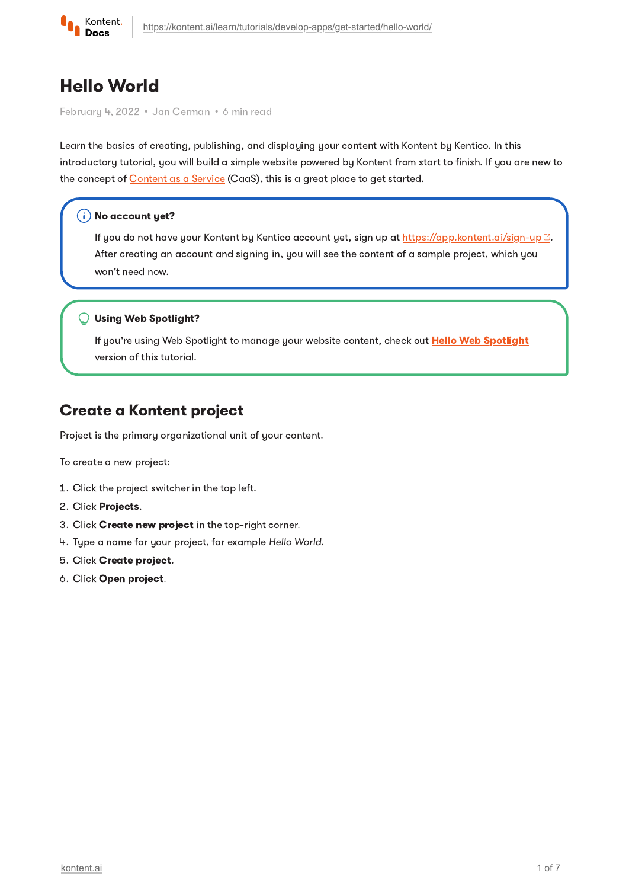# Hello World

February 4, 2022 • Jan Cerman • 6 min read

Learn the basics of creating, publishing, and displaying your content with Kontent by Kentico. In this introductory tutorial, you will build a simple website powered by Kontent from start to finish. If you are new to the concept of Content as a Service (CaaS), this is a great place to get started.

> **No account yet?**
>
> If you do not have your Kontent by Kentico account yet, sign up at https://app.kontent.ai/sign-up. After creating an account and signing in, you will see the content of a sample project, which you won't need now.

> **Using Web Spotlight?**
>
> If you're using Web Spotlight to manage your website content, check out **Hello Web Spotlight** version of this tutorial.

## Create a Kontent project

Project is the primary organizational unit of your content.

To create a new project:

1. Click the project switcher in the top left.
2. Click **Projects**.
3. Click **Create new project** in the top-right corner.
4. Type a name for your project, for example *Hello World*.
5. Click **Create project**.
6. Click **Open project**.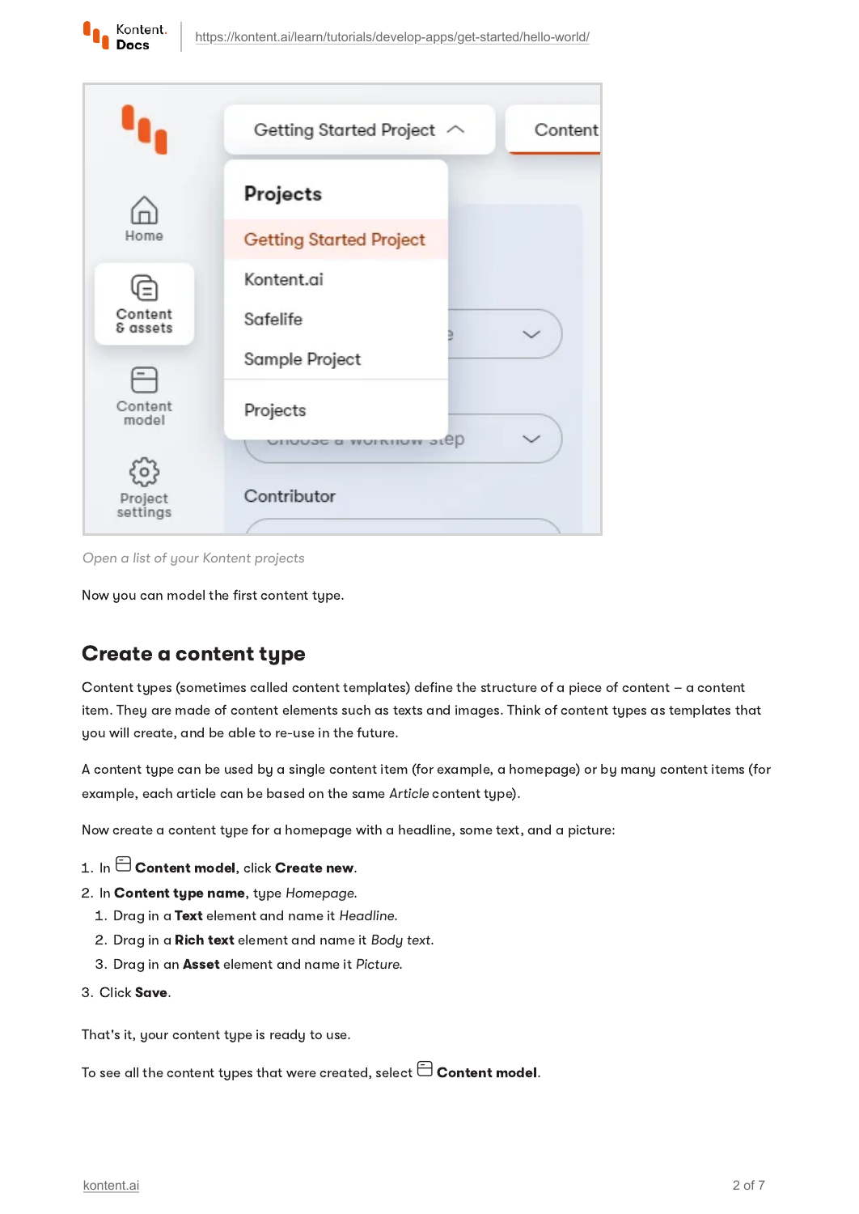Open a list of your Kontent projects

Now you can model the first content type.

## Create a content type

Content types (sometimes called content templates) define the structure of a piece of content – a content item. They are made of content elements such as texts and images. Think of content types as templates that you will create, and be able to re-use in the future.

A content type can be used by a single content item (for example, a homepage) or by many content items (for example, each article can be based on the same *Article* content type).

Now create a content type for a homepage with a headline, some text, and a picture:

1. In **Content model**, click **Create new**.
2. In **Content type name**, type *Homepage*.
   1. Drag in a **Text** element and name it *Headline*.
   2. Drag in a **Rich text** element and name it *Body text*.
   3. Drag in an **Asset** element and name it *Picture*.
3. Click **Save**.

That's it, your content type is ready to use.

To see all the content types that were created, select **Content model**.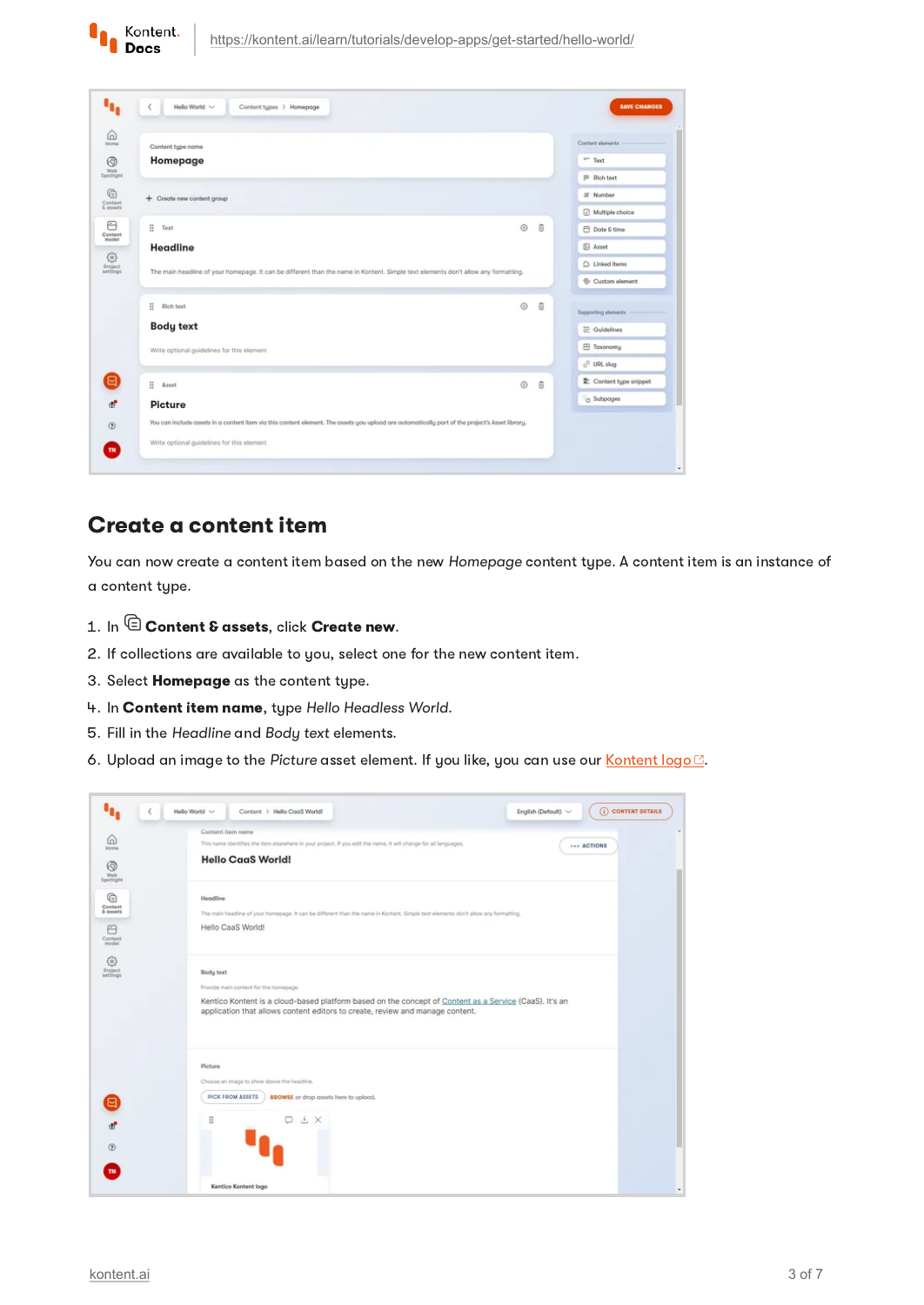## Create a content item

You can now create a content item based on the new *Homepage* content type. A content item is an instance of a content type.

1. In **Content & assets**, click **Create new**.
2. If collections are available to you, select one for the new content item.
3. Select **Homepage** as the content type.
4. In **Content item name**, type *Hello Headless World*.
5. Fill in the *Headline* and *Body text* elements.
6. Upload an image to the *Picture* asset element. If you like, you can use our Kontent logo.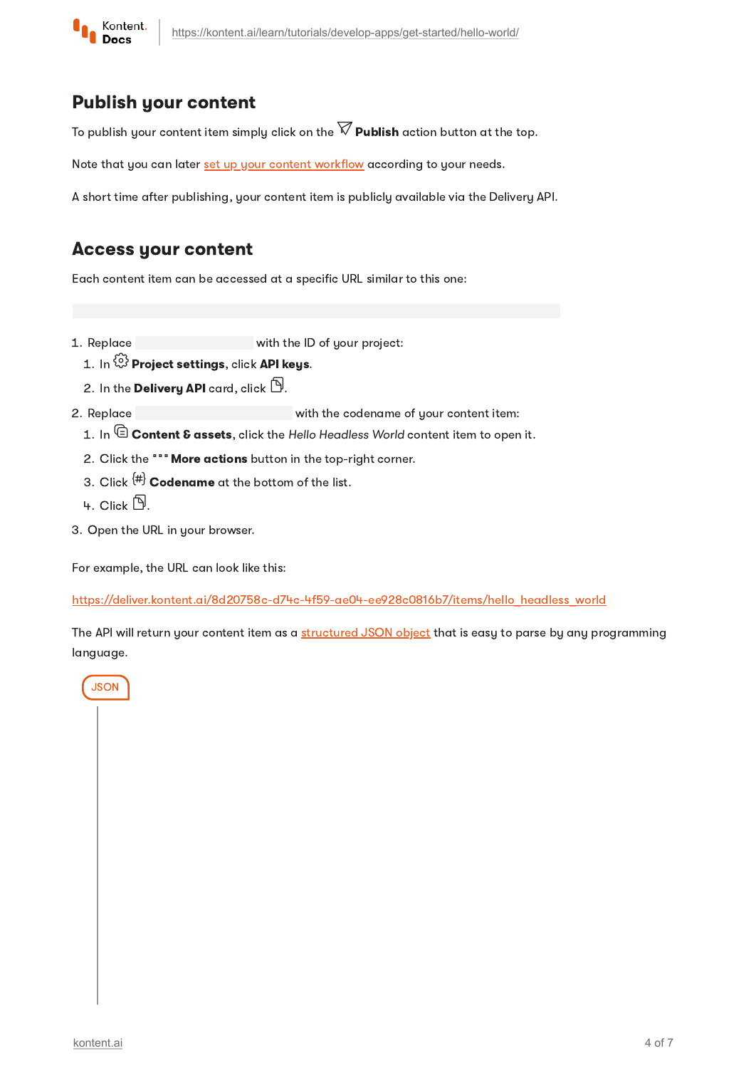## Publish your content

To publish your content item simply click on the **Publish** action button at the top.

Note that you can later set up your content workflow according to your needs.

A short time after publishing, your content item is publicly available via the Delivery API.

## Access your content

Each content item can be accessed at a specific URL similar to this one:

1. Replace with the ID of your project:
   1. In **Project settings**, click **API keys**.
   2. In the **Delivery API** card, click .
2. Replace with the codename of your content item:
   1. In **Content & assets**, click the *Hello Headless World* content item to open it.
   2. Click the **More actions** button in the top-right corner.
   3. Click **Codename** at the bottom of the list.
   4. Click .
3. Open the URL in your browser.

For example, the URL can look like this:

https://deliver.kontent.ai/8d20758c-d74c-4f59-ae04-ee928c0816b7/items/hello_headless_world

The API will return your content item as a structured JSON object that is easy to parse by any programming language.

JSON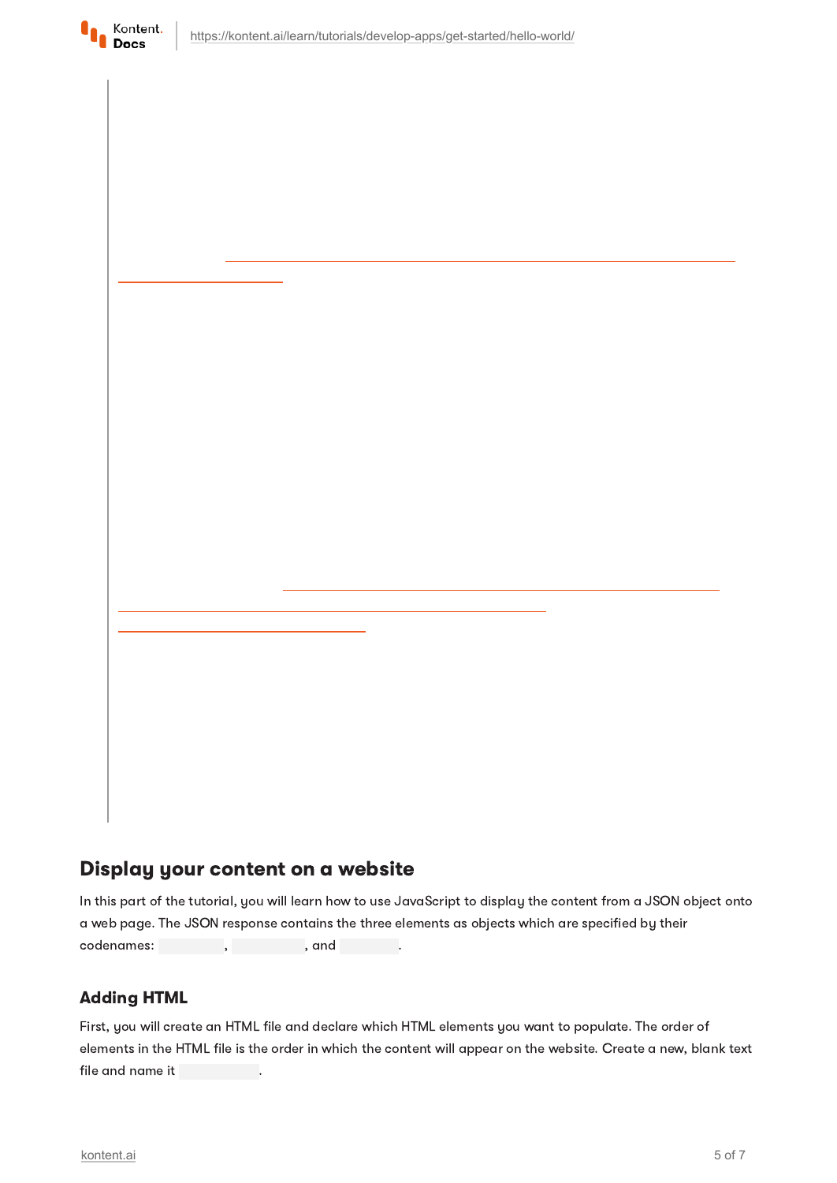## Display your content on a website

In this part of the tutorial, you will learn how to use JavaScript to display the content from a JSON object onto a web page. The JSON response contains the three elements as objects which are specified by their codenames: , , and .

### Adding HTML

First, you will create an HTML file and declare which HTML elements you want to populate. The order of elements in the HTML file is the order in which the content will appear on the website. Create a new, blank text file and name it .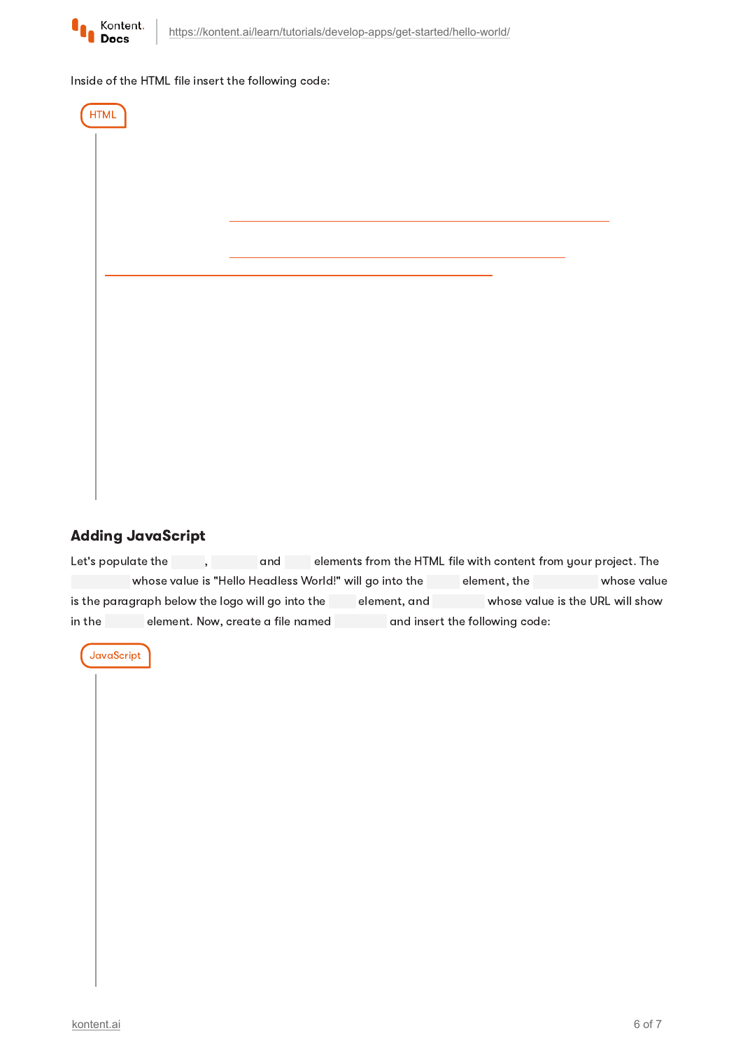Inside of the HTML file insert the following code:

HTML

```
```

## Adding JavaScript

Let's populate the , and elements from the HTML file with content from your project. The whose value is "Hello Headless World!" will go into the element, the whose value is the paragraph below the logo will go into the element, and whose value is the URL will show in the element. Now, create a file named and insert the following code:

JavaScript

```
```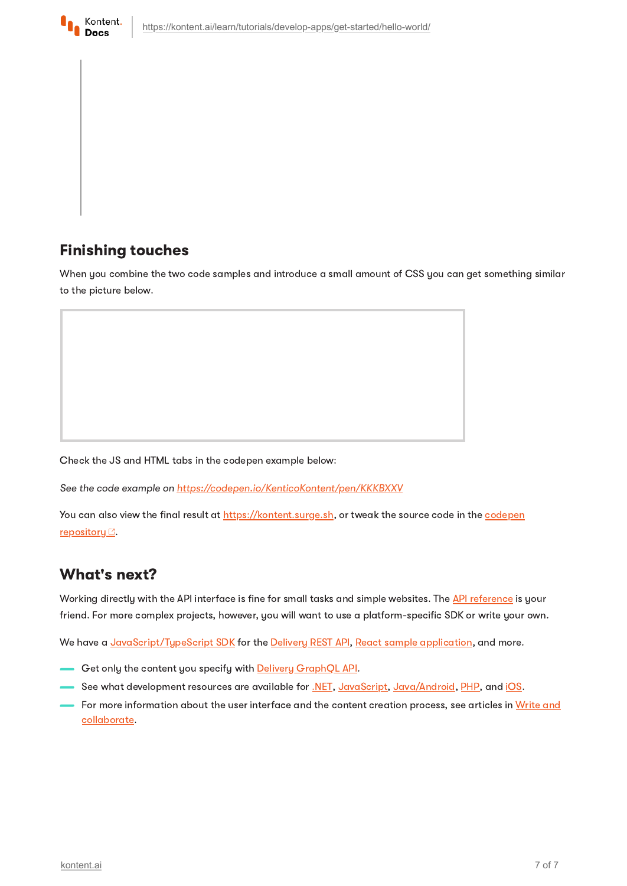## Finishing touches

When you combine the two code samples and introduce a small amount of CSS you can get something similar to the picture below.

Check the JS and HTML tabs in the codepen example below:

*See the code example on https://codepen.io/KenticoKontent/pen/KKKBXXV*

You can also view the final result at https://kontent.surge.sh, or tweak the source code in the codepen repository.

## What's next?

Working directly with the API interface is fine for small tasks and simple websites. The API reference is your friend. For more complex projects, however, you will want to use a platform-specific SDK or write your own.

We have a JavaScript/TypeScript SDK for the Delivery REST API, React sample application, and more.

- Get only the content you specify with Delivery GraphQL API.
- See what development resources are available for .NET, JavaScript, Java/Android, PHP, and iOS.
- For more information about the user interface and the content creation process, see articles in Write and collaborate.